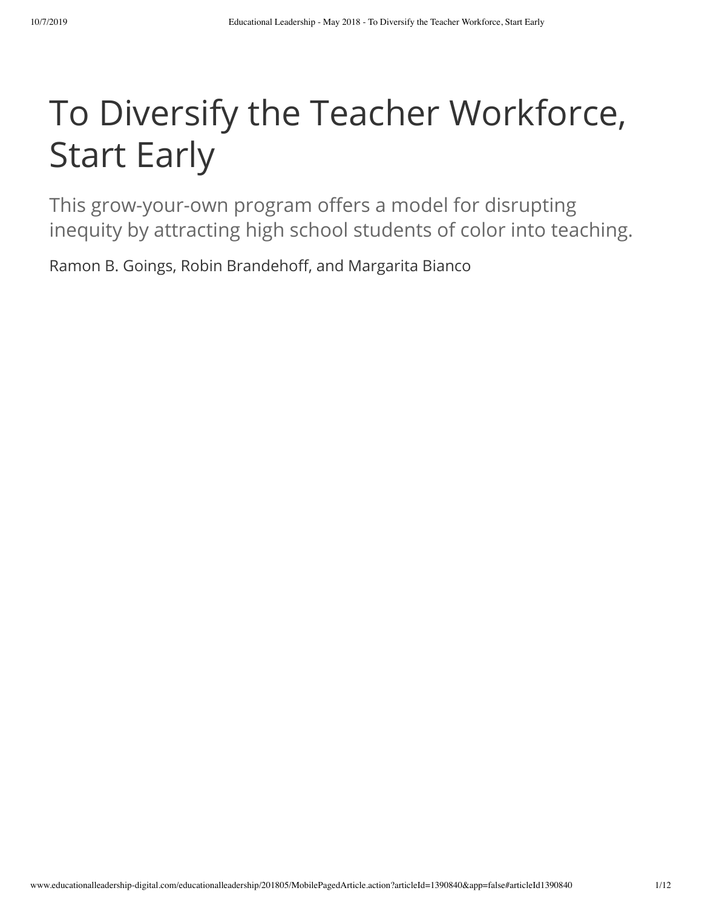# To Diversify the Teacher Workforce, Start Early

## This grow-your-own program offers a model for disrupting inequity by attracting high school students of color into teaching.

Ramon B. Goings, Robin Brandehoff, and Margarita Bianco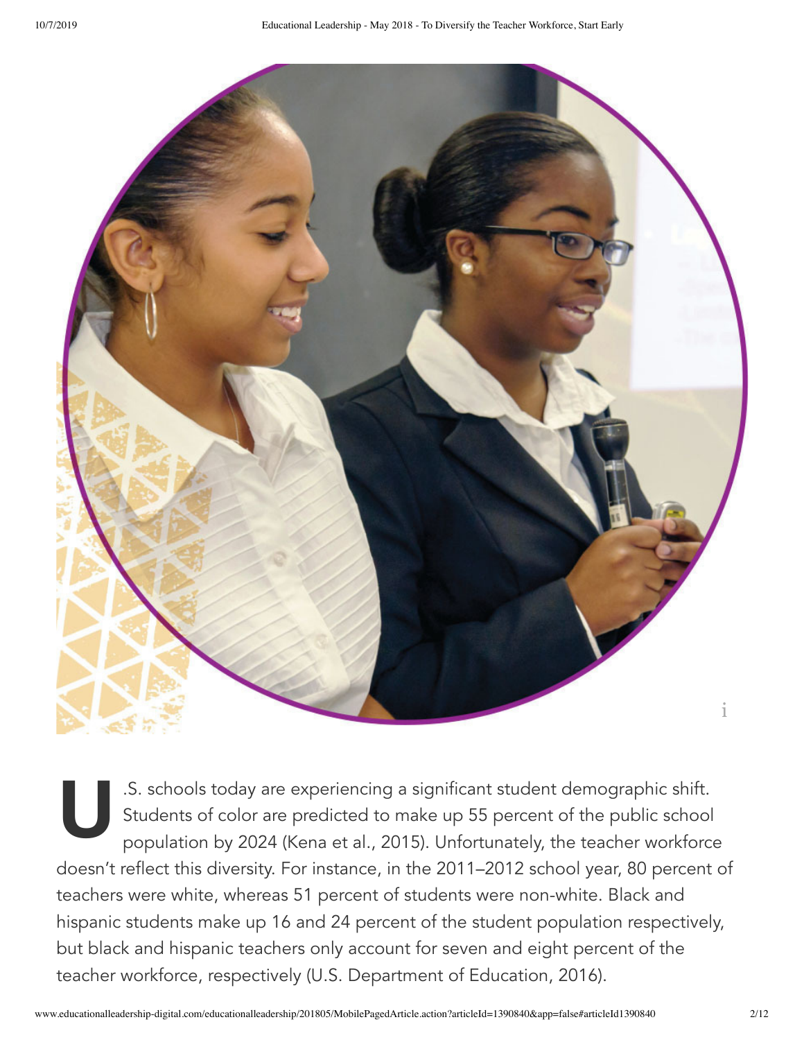U.S. schools today are experiencing a significant student demographic shift. Students of color are predicted to make up 55 percent of the public school population by 2024 (Kena et al., 2015). Unfortunately, the teacher workforce doesn't reflect this diversity. For instance, in the 2011–2012 school year, 80 percent of teachers were white, whereas 51 percent of students were non-white. Black and hispanic students make up 16 and 24 percent of the student population respectively, but black and hispanic teachers only account for seven and eight percent of the teacher workforce, respectively (U.S. Department of Education, 2016).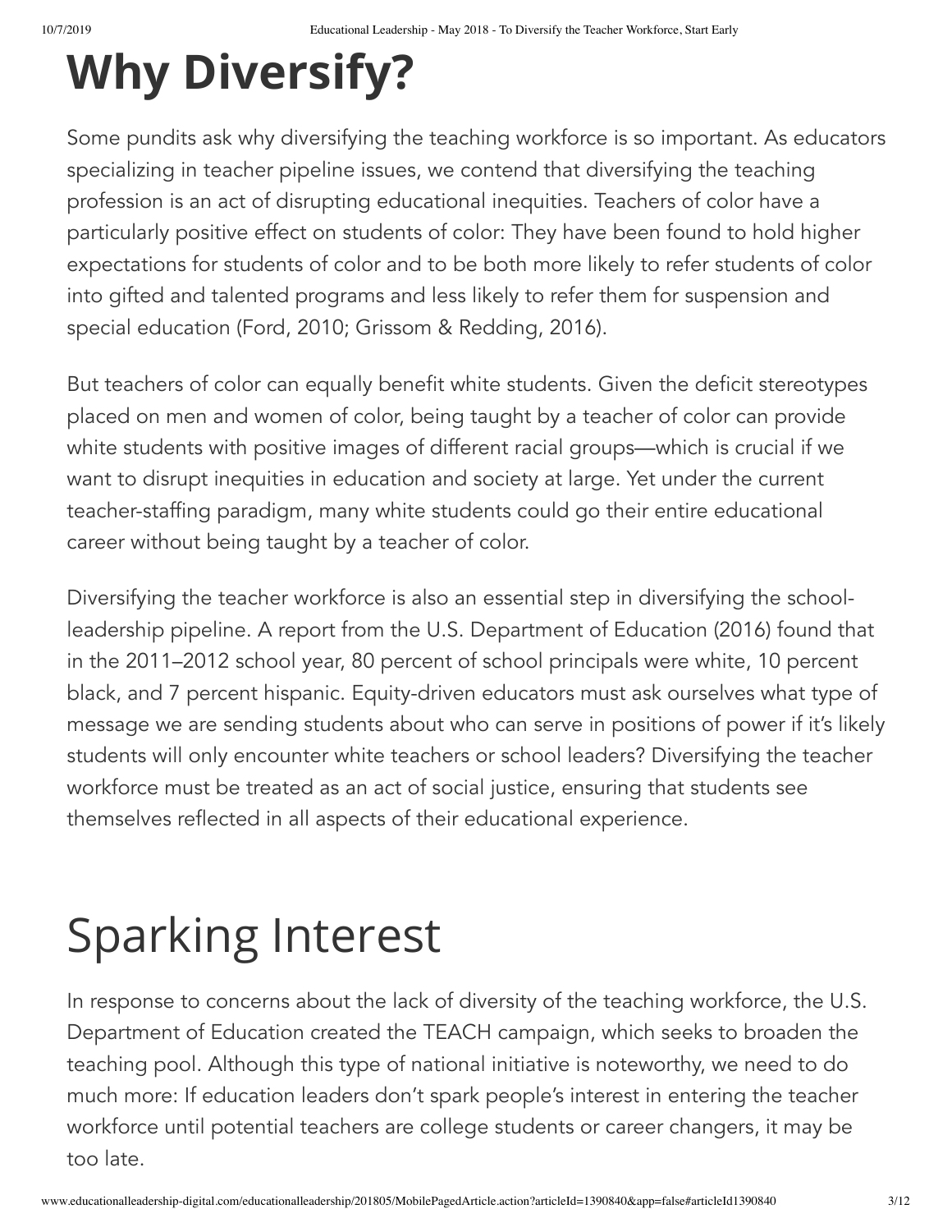# Why Diversify?

Some pundits ask why diversifying the teaching workforce is so important. As educators specializing in teacher pipeline issues, we contend that diversifying the teaching profession is an act of disrupting educational inequities. Teachers of color have a particularly positive effect on students of color: They have been found to hold higher expectations for students of color and to be both more likely to refer students of color into gifted and talented programs and less likely to refer them for suspension and special education (Ford, 2010; Grissom & Redding, 2016).

But teachers of color can equally benefit white students. Given the deficit stereotypes placed on men and women of color, being taught by a teacher of color can provide white students with positive images of different racial groups—which is crucial if we want to disrupt inequities in education and society at large. Yet under the current teacher-staffing paradigm, many white students could go their entire educational career without being taught by a teacher of color.

Diversifying the teacher workforce is also an essential step in diversifying the school-leadership pipeline. A report from the U.S. Department of Education (2016) found that in the 2011–2012 school year, 80 percent of school principals were white, 10 percent black, and 7 percent hispanic. Equity-driven educators must ask ourselves what type of message we are sending students about who can serve in positions of power if it's likely students will only encounter white teachers or school leaders? Diversifying the teacher workforce must be treated as an act of social justice, ensuring that students see themselves reflected in all aspects of their educational experience.

# Sparking Interest

In response to concerns about the lack of diversity of the teaching workforce, the U.S. Department of Education created the TEACH campaign, which seeks to broaden the teaching pool. Although this type of national initiative is noteworthy, we need to do much more: If education leaders don't spark people's interest in entering the teacher workforce until potential teachers are college students or career changers, it may be too late.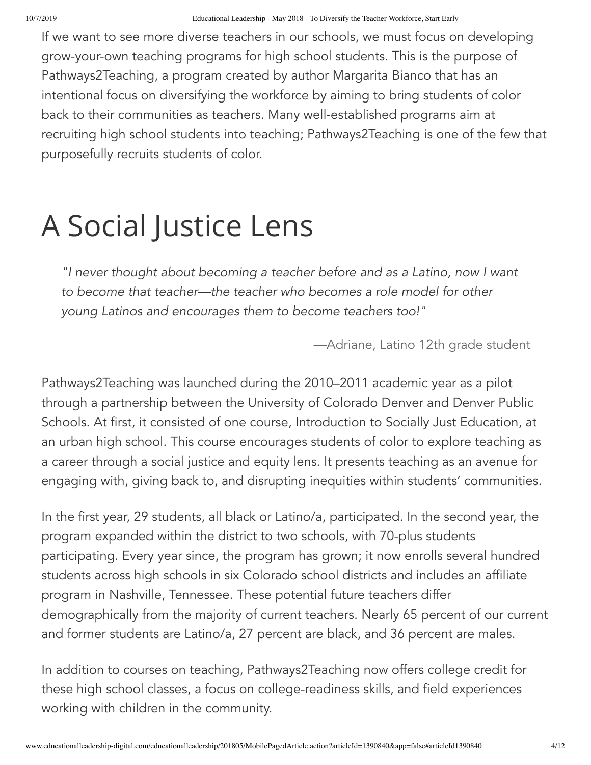If we want to see more diverse teachers in our schools, we must focus on developing grow-your-own teaching programs for high school students. This is the purpose of Pathways2Teaching, a program created by author Margarita Bianco that has an intentional focus on diversifying the workforce by aiming to bring students of color back to their communities as teachers. Many well-established programs aim at recruiting high school students into teaching; Pathways2Teaching is one of the few that purposefully recruits students of color.

# A Social Justice Lens

> *"I never thought about becoming a teacher before and as a Latino, now I want to become that teacher—the teacher who becomes a role model for other young Latinos and encourages them to become teachers too!"*
>
> —Adriane, Latino 12th grade student

Pathways2Teaching was launched during the 2010–2011 academic year as a pilot through a partnership between the University of Colorado Denver and Denver Public Schools. At first, it consisted of one course, Introduction to Socially Just Education, at an urban high school. This course encourages students of color to explore teaching as a career through a social justice and equity lens. It presents teaching as an avenue for engaging with, giving back to, and disrupting inequities within students' communities.

In the first year, 29 students, all black or Latino/a, participated. In the second year, the program expanded within the district to two schools, with 70-plus students participating. Every year since, the program has grown; it now enrolls several hundred students across high schools in six Colorado school districts and includes an affiliate program in Nashville, Tennessee. These potential future teachers differ demographically from the majority of current teachers. Nearly 65 percent of our current and former students are Latino/a, 27 percent are black, and 36 percent are males.

In addition to courses on teaching, Pathways2Teaching now offers college credit for these high school classes, a focus on college-readiness skills, and field experiences working with children in the community.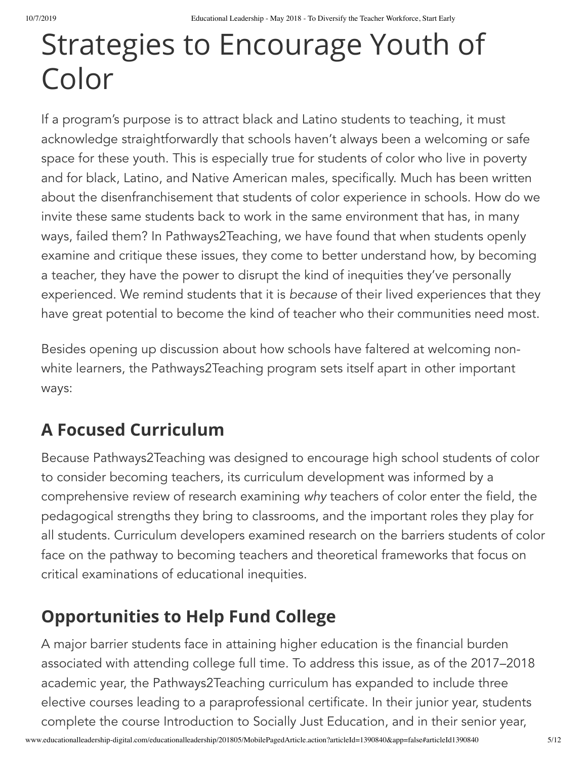# Strategies to Encourage Youth of Color

If a program's purpose is to attract black and Latino students to teaching, it must acknowledge straightforwardly that schools haven't always been a welcoming or safe space for these youth. This is especially true for students of color who live in poverty and for black, Latino, and Native American males, specifically. Much has been written about the disenfranchisement that students of color experience in schools. How do we invite these same students back to work in the same environment that has, in many ways, failed them? In Pathways2Teaching, we have found that when students openly examine and critique these issues, they come to better understand how, by becoming a teacher, they have the power to disrupt the kind of inequities they've personally experienced. We remind students that it is *because* of their lived experiences that they have great potential to become the kind of teacher who their communities need most.

Besides opening up discussion about how schools have faltered at welcoming non-white learners, the Pathways2Teaching program sets itself apart in other important ways:

## A Focused Curriculum

Because Pathways2Teaching was designed to encourage high school students of color to consider becoming teachers, its curriculum development was informed by a comprehensive review of research examining *why* teachers of color enter the field, the pedagogical strengths they bring to classrooms, and the important roles they play for all students. Curriculum developers examined research on the barriers students of color face on the pathway to becoming teachers and theoretical frameworks that focus on critical examinations of educational inequities.

## Opportunities to Help Fund College

A major barrier students face in attaining higher education is the financial burden associated with attending college full time. To address this issue, as of the 2017–2018 academic year, the Pathways2Teaching curriculum has expanded to include three elective courses leading to a paraprofessional certificate. In their junior year, students complete the course Introduction to Socially Just Education, and in their senior year,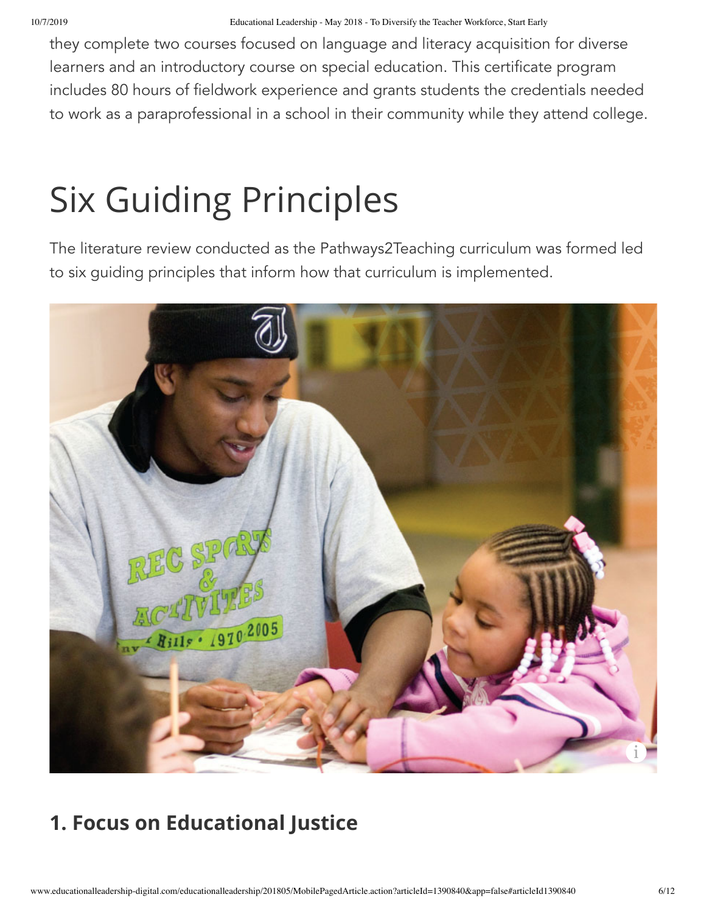they complete two courses focused on language and literacy acquisition for diverse learners and an introductory course on special education. This certificate program includes 80 hours of fieldwork experience and grants students the credentials needed to work as a paraprofessional in a school in their community while they attend college.

# Six Guiding Principles

The literature review conducted as the Pathways2Teaching curriculum was formed led to six guiding principles that inform how that curriculum is implemented.

## 1. Focus on Educational Justice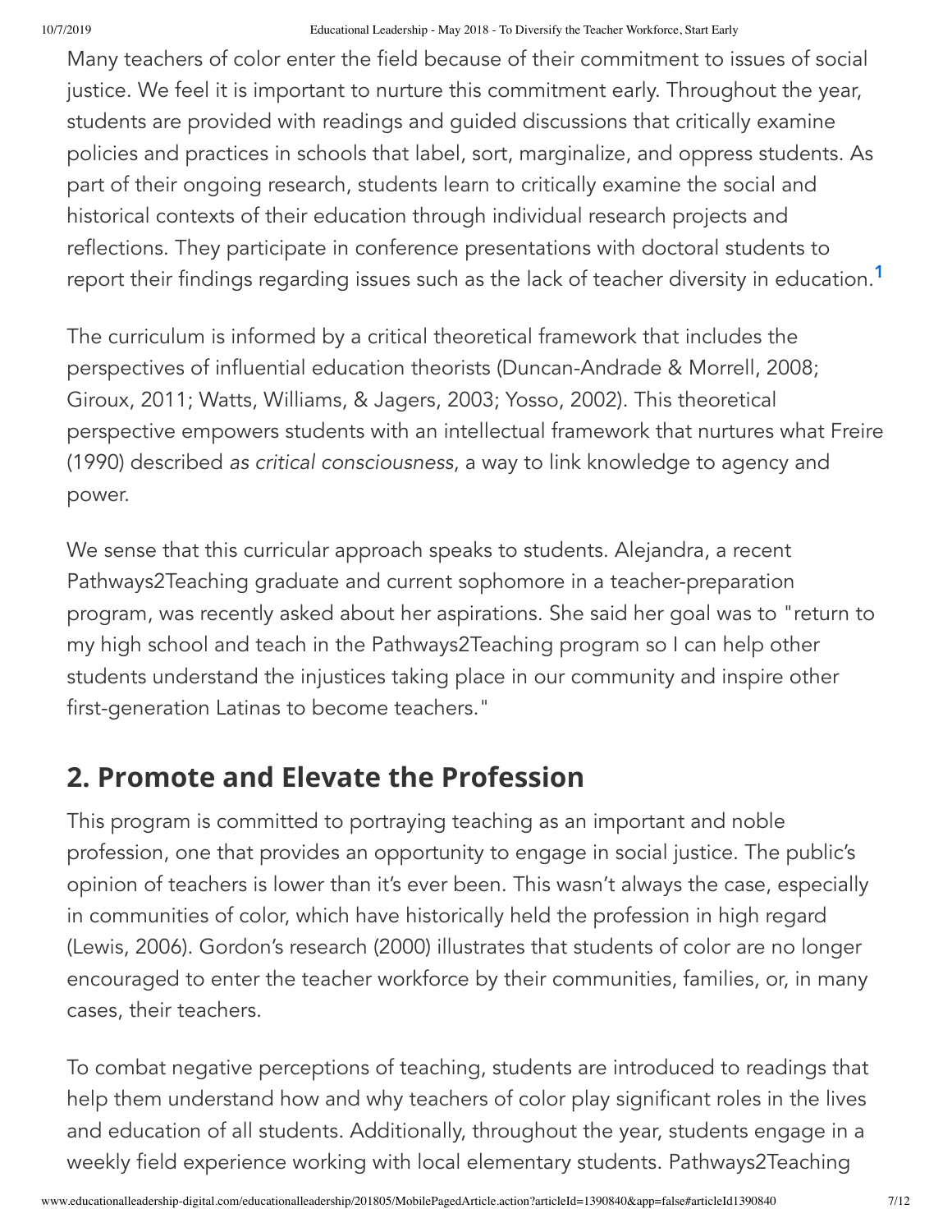Many teachers of color enter the field because of their commitment to issues of social justice. We feel it is important to nurture this commitment early. Throughout the year, students are provided with readings and guided discussions that critically examine policies and practices in schools that label, sort, marginalize, and oppress students. As part of their ongoing research, students learn to critically examine the social and historical contexts of their education through individual research projects and reflections. They participate in conference presentations with doctoral students to report their findings regarding issues such as the lack of teacher diversity in education.[1]

The curriculum is informed by a critical theoretical framework that includes the perspectives of influential education theorists (Duncan-Andrade & Morrell, 2008; Giroux, 2011; Watts, Williams, & Jagers, 2003; Yosso, 2002). This theoretical perspective empowers students with an intellectual framework that nurtures what Freire (1990) described *as critical consciousness*, a way to link knowledge to agency and power.

We sense that this curricular approach speaks to students. Alejandra, a recent Pathways2Teaching graduate and current sophomore in a teacher-preparation program, was recently asked about her aspirations. She said her goal was to "return to my high school and teach in the Pathways2Teaching program so I can help other students understand the injustices taking place in our community and inspire other first-generation Latinas to become teachers."

## 2. Promote and Elevate the Profession

This program is committed to portraying teaching as an important and noble profession, one that provides an opportunity to engage in social justice. The public's opinion of teachers is lower than it's ever been. This wasn't always the case, especially in communities of color, which have historically held the profession in high regard (Lewis, 2006). Gordon's research (2000) illustrates that students of color are no longer encouraged to enter the teacher workforce by their communities, families, or, in many cases, their teachers.

To combat negative perceptions of teaching, students are introduced to readings that help them understand how and why teachers of color play significant roles in the lives and education of all students. Additionally, throughout the year, students engage in a weekly field experience working with local elementary students. Pathways2Teaching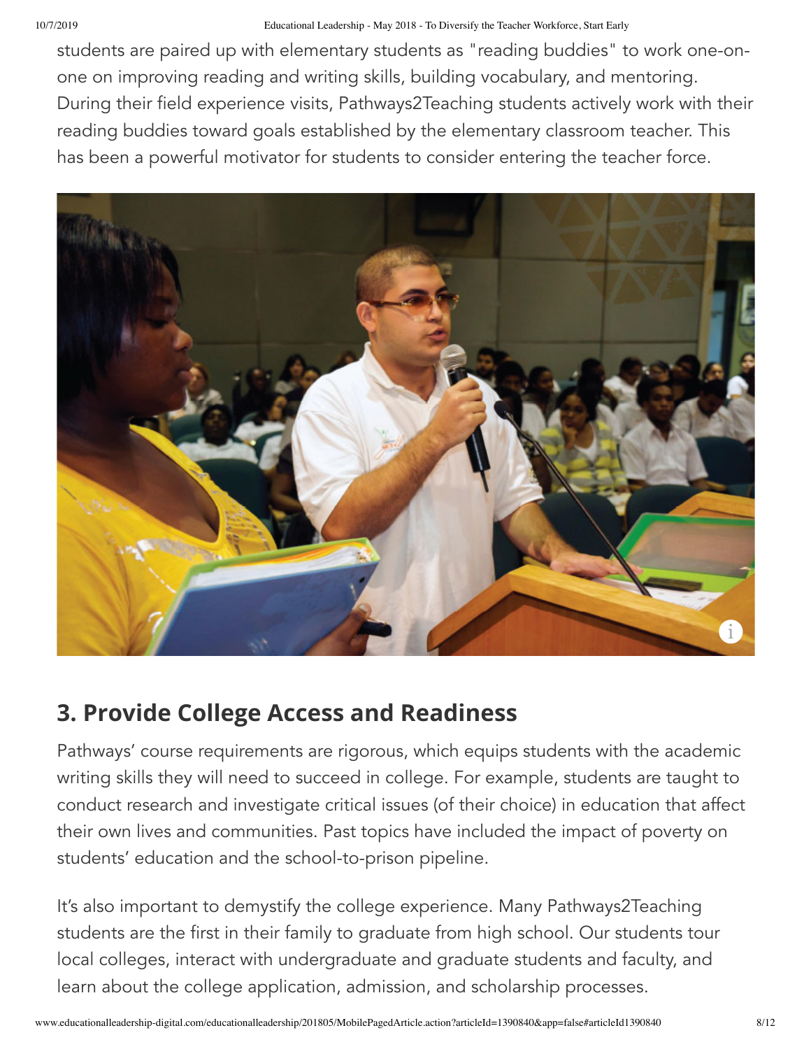students are paired up with elementary students as "reading buddies" to work one-on-one on improving reading and writing skills, building vocabulary, and mentoring. During their field experience visits, Pathways2Teaching students actively work with their reading buddies toward goals established by the elementary classroom teacher. This has been a powerful motivator for students to consider entering the teacher force.

## 3. Provide College Access and Readiness

Pathways' course requirements are rigorous, which equips students with the academic writing skills they will need to succeed in college. For example, students are taught to conduct research and investigate critical issues (of their choice) in education that affect their own lives and communities. Past topics have included the impact of poverty on students' education and the school-to-prison pipeline.

It's also important to demystify the college experience. Many Pathways2Teaching students are the first in their family to graduate from high school. Our students tour local colleges, interact with undergraduate and graduate students and faculty, and learn about the college application, admission, and scholarship processes.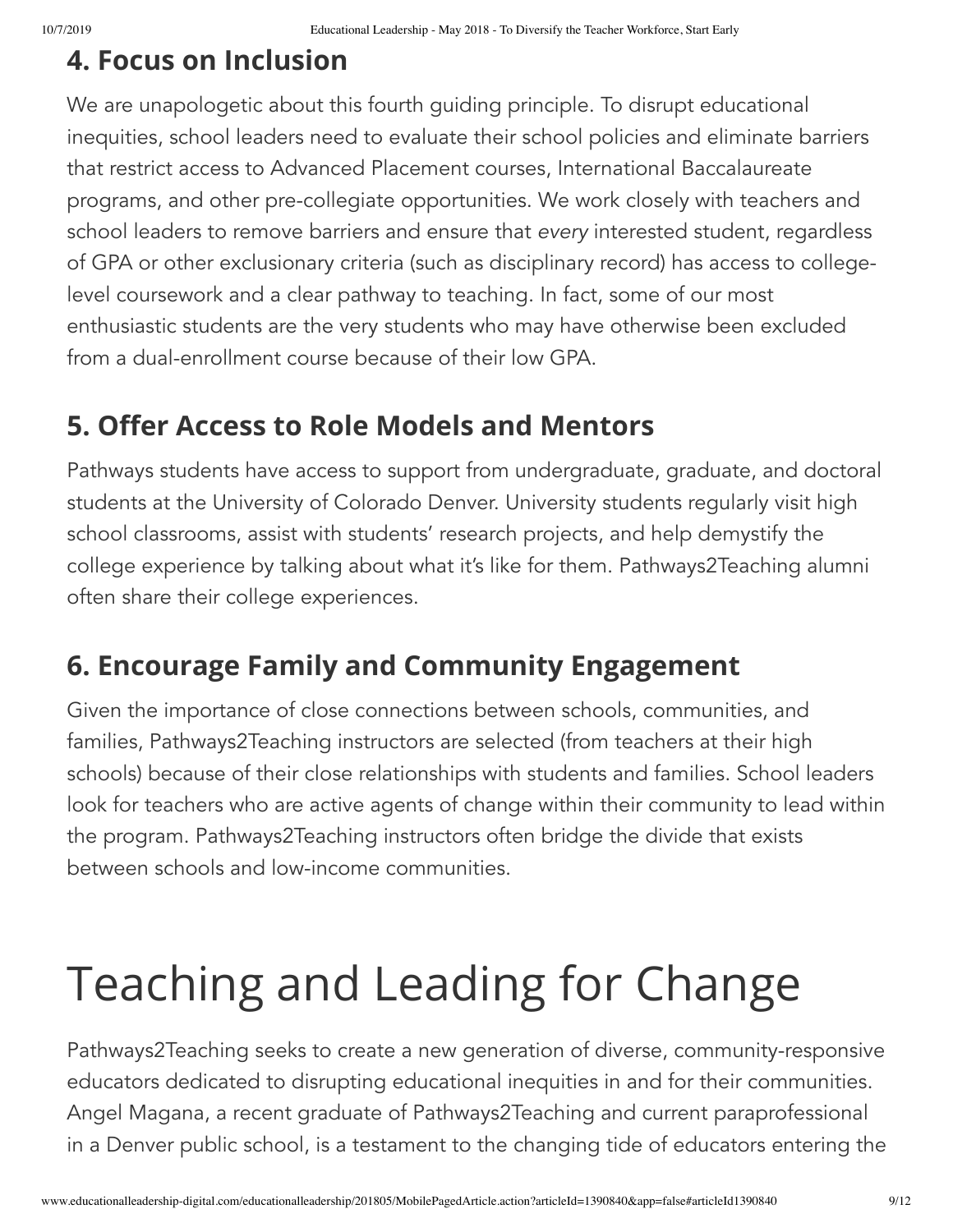### 4. Focus on Inclusion

We are unapologetic about this fourth guiding principle. To disrupt educational inequities, school leaders need to evaluate their school policies and eliminate barriers that restrict access to Advanced Placement courses, International Baccalaureate programs, and other pre-collegiate opportunities. We work closely with teachers and school leaders to remove barriers and ensure that *every* interested student, regardless of GPA or other exclusionary criteria (such as disciplinary record) has access to college-level coursework and a clear pathway to teaching. In fact, some of our most enthusiastic students are the very students who may have otherwise been excluded from a dual-enrollment course because of their low GPA.

### 5. Offer Access to Role Models and Mentors

Pathways students have access to support from undergraduate, graduate, and doctoral students at the University of Colorado Denver. University students regularly visit high school classrooms, assist with students' research projects, and help demystify the college experience by talking about what it's like for them. Pathways2Teaching alumni often share their college experiences.

### 6. Encourage Family and Community Engagement

Given the importance of close connections between schools, communities, and families, Pathways2Teaching instructors are selected (from teachers at their high schools) because of their close relationships with students and families. School leaders look for teachers who are active agents of change within their community to lead within the program. Pathways2Teaching instructors often bridge the divide that exists between schools and low-income communities.

# Teaching and Leading for Change

Pathways2Teaching seeks to create a new generation of diverse, community-responsive educators dedicated to disrupting educational inequities in and for their communities. Angel Magana, a recent graduate of Pathways2Teaching and current paraprofessional in a Denver public school, is a testament to the changing tide of educators entering the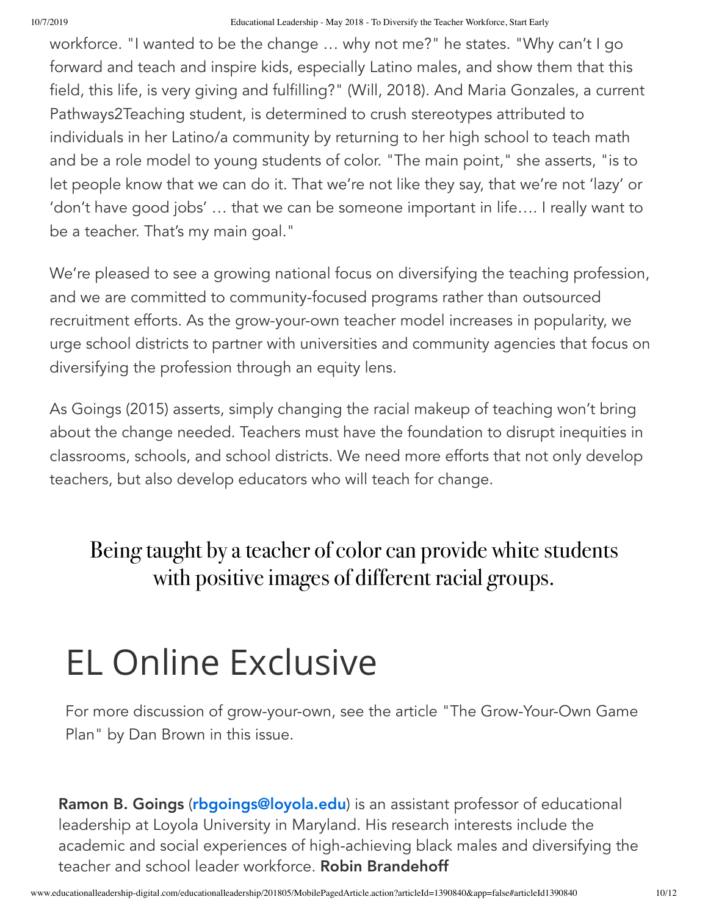workforce. "I wanted to be the change … why not me?" he states. "Why can't I go forward and teach and inspire kids, especially Latino males, and show them that this field, this life, is very giving and fulfilling?" (Will, 2018). And Maria Gonzales, a current Pathways2Teaching student, is determined to crush stereotypes attributed to individuals in her Latino/a community by returning to her high school to teach math and be a role model to young students of color. "The main point," she asserts, "is to let people know that we can do it. That we're not like they say, that we're not 'lazy' or 'don't have good jobs' … that we can be someone important in life…. I really want to be a teacher. That's my main goal."

We're pleased to see a growing national focus on diversifying the teaching profession, and we are committed to community-focused programs rather than outsourced recruitment efforts. As the grow-your-own teacher model increases in popularity, we urge school districts to partner with universities and community agencies that focus on diversifying the profession through an equity lens.

As Goings (2015) asserts, simply changing the racial makeup of teaching won't bring about the change needed. Teachers must have the foundation to disrupt inequities in classrooms, schools, and school districts. We need more efforts that not only develop teachers, but also develop educators who will teach for change.

> Being taught by a teacher of color can provide white students with positive images of different racial groups.

# EL Online Exclusive

For more discussion of grow-your-own, see the article "The Grow-Your-Own Game Plan" by Dan Brown in this issue.

**Ramon B. Goings** (rbgoings@loyola.edu) is an assistant professor of educational leadership at Loyola University in Maryland. His research interests include the academic and social experiences of high-achieving black males and diversifying the teacher and school leader workforce. **Robin Brandehoff**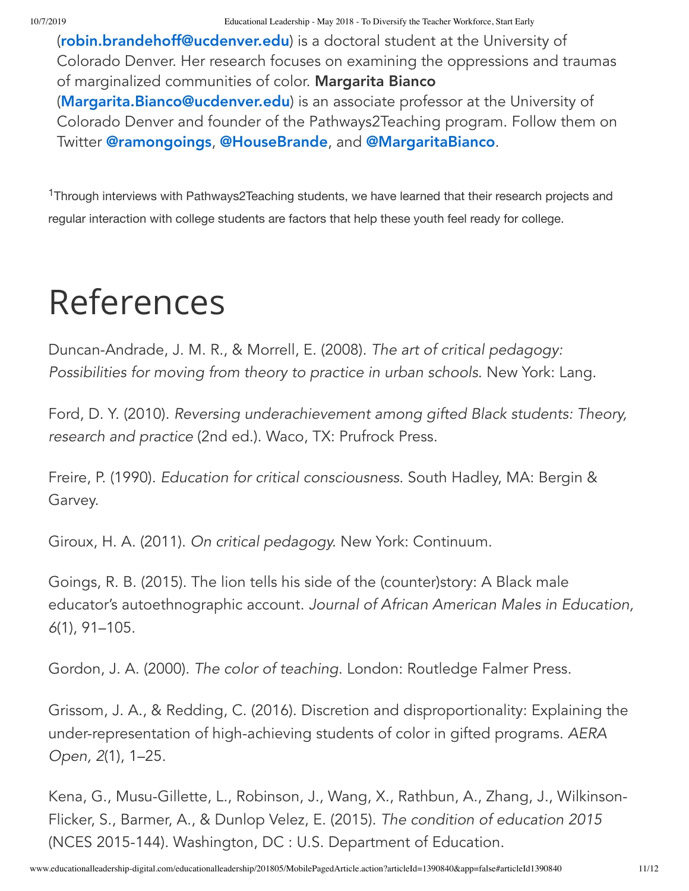(**robin.brandehoff@ucdenver.edu**) is a doctoral student at the University of Colorado Denver. Her research focuses on examining the oppressions and traumas of marginalized communities of color. **Margarita Bianco** (**Margarita.Bianco@ucdenver.edu**) is an associate professor at the University of Colorado Denver and founder of the Pathways2Teaching program. Follow them on Twitter **@ramongoings**, **@HouseBrande**, and **@MargaritaBianco**.

[1]Through interviews with Pathways2Teaching students, we have learned that their research projects and regular interaction with college students are factors that help these youth feel ready for college.

# References

Duncan-Andrade, J. M. R., & Morrell, E. (2008). *The art of critical pedagogy: Possibilities for moving from theory to practice in urban schools*. New York: Lang.

Ford, D. Y. (2010). *Reversing underachievement among gifted Black students: Theory, research and practice* (2nd ed.). Waco, TX: Prufrock Press.

Freire, P. (1990). *Education for critical consciousness*. South Hadley, MA: Bergin & Garvey.

Giroux, H. A. (2011). *On critical pedagogy*. New York: Continuum.

Goings, R. B. (2015). The lion tells his side of the (counter)story: A Black male educator's autoethnographic account. *Journal of African American Males in Education, 6*(1), 91–105.

Gordon, J. A. (2000). *The color of teaching*. London: Routledge Falmer Press.

Grissom, J. A., & Redding, C. (2016). Discretion and disproportionality: Explaining the under-representation of high-achieving students of color in gifted programs. *AERA Open, 2*(1), 1–25.

Kena, G., Musu-Gillette, L., Robinson, J., Wang, X., Rathbun, A., Zhang, J., Wilkinson-Flicker, S., Barmer, A., & Dunlop Velez, E. (2015). *The condition of education 2015* (NCES 2015-144). Washington, DC : U.S. Department of Education.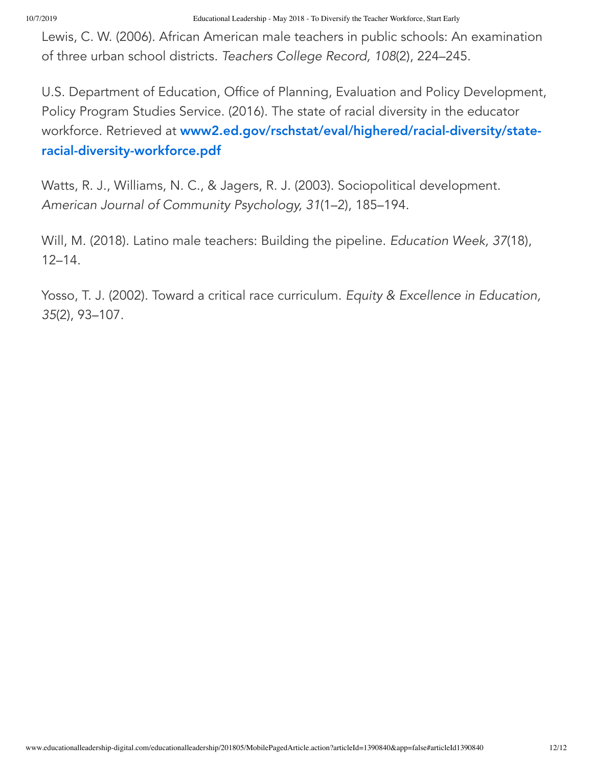Lewis, C. W. (2006). African American male teachers in public schools: An examination of three urban school districts. *Teachers College Record, 108*(2), 224–245.

U.S. Department of Education, Office of Planning, Evaluation and Policy Development, Policy Program Studies Service. (2016). The state of racial diversity in the educator workforce. Retrieved at **www2.ed.gov/rschstat/eval/highered/racial-diversity/state-racial-diversity-workforce.pdf**

Watts, R. J., Williams, N. C., & Jagers, R. J. (2003). Sociopolitical development. *American Journal of Community Psychology, 31*(1–2), 185–194.

Will, M. (2018). Latino male teachers: Building the pipeline. *Education Week, 37*(18), 12–14.

Yosso, T. J. (2002). Toward a critical race curriculum. *Equity & Excellence in Education, 35*(2), 93–107.